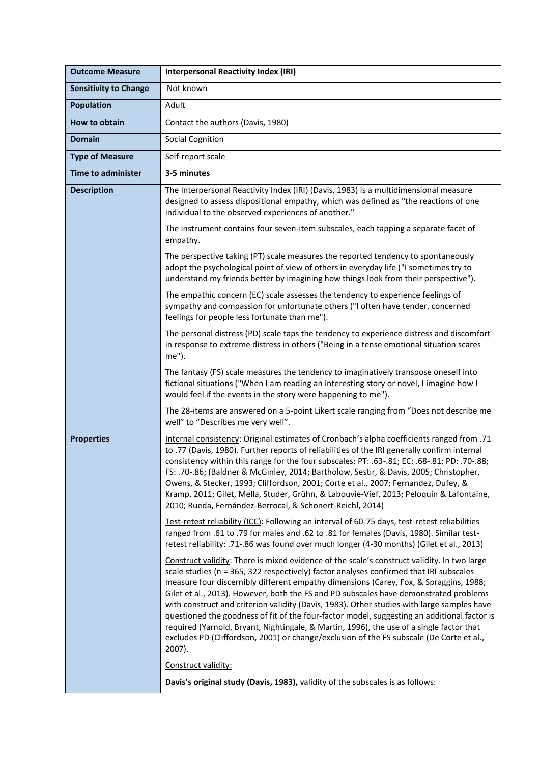| | |
|---|---|
| **Outcome Measure** | **Interpersonal Reactivity Index (IRI)** |
| **Sensitivity to Change** | Not known |
| **Population** | Adult |
| **How to obtain** | Contact the authors (Davis, 1980) |
| **Domain** | Social Cognition |
| **Type of Measure** | Self-report scale |
| **Time to administer** | **3-5 minutes** |
| **Description** | The Interpersonal Reactivity Index (IRI) (Davis, 1983) is a multidimensional measure designed to assess dispositional empathy, which was defined as "the reactions of one individual to the observed experiences of another."<br><br>The instrument contains four seven-item subscales, each tapping a separate facet of empathy.<br><br>The perspective taking (PT) scale measures the reported tendency to spontaneously adopt the psychological point of view of others in everyday life ("I sometimes try to understand my friends better by imagining how things look from their perspective").<br><br>The empathic concern (EC) scale assesses the tendency to experience feelings of sympathy and compassion for unfortunate others ("I often have tender, concerned feelings for people less fortunate than me").<br><br>The personal distress (PD) scale taps the tendency to experience distress and discomfort in response to extreme distress in others ("Being in a tense emotional situation scares me").<br><br>The fantasy (FS) scale measures the tendency to imaginatively transpose oneself into fictional situations ("When I am reading an interesting story or novel, I imagine how I would feel if the events in the story were happening to me").<br><br>The 28-items are answered on a 5-point Likert scale ranging from "Does not describe me well" to "Describes me very well". |
| **Properties** | <u>Internal consistency</u>: Original estimates of Cronbach's alpha coefficients ranged from .71 to .77 (Davis, 1980). Further reports of reliabilities of the IRI generally confirm internal consistency within this range for the four subscales: PT: .63-.81; EC: .68-.81; PD: .70-.88; FS: .70-.86; (Baldner & McGinley, 2014; Bartholow, Sestir, & Davis, 2005; Christopher, Owens, & Stecker, 1993; Cliffordson, 2001; Corte et al., 2007; Fernandez, Dufey, & Kramp, 2011; Gilet, Mella, Studer, Grühn, & Labouvie-Vief, 2013; Peloquin & Lafontaine, 2010; Rueda, Fernández-Berrocal, & Schonert-Reichl, 2014)<br><br><u>Test-retest reliability (ICC)</u>: Following an interval of 60-75 days, test-retest reliabilities ranged from .61 to .79 for males and .62 to .81 for females (Davis, 1980). Similar test-retest reliability: .71-.86 was found over much longer (4-30 months) (Gilet et al., 2013)<br><br><u>Construct validity</u>: There is mixed evidence of the scale's construct validity. In two large scale studies (n = 365, 322 respectively) factor analyses confirmed that IRI subscales measure four discernibly different empathy dimensions (Carey, Fox, & Spraggins, 1988; Gilet et al., 2013). However, both the FS and PD subscales have demonstrated problems with construct and criterion validity (Davis, 1983). Other studies with large samples have questioned the goodness of fit of the four-factor model, suggesting an additional factor is required (Yarnold, Bryant, Nightingale, & Martin, 1996), the use of a single factor that excludes PD (Cliffordson, 2001) or change/exclusion of the FS subscale (De Corte et al., 2007).<br><br><u>Construct validity:</u><br><br>**Davis's original study (Davis, 1983),** validity of the subscales is as follows: |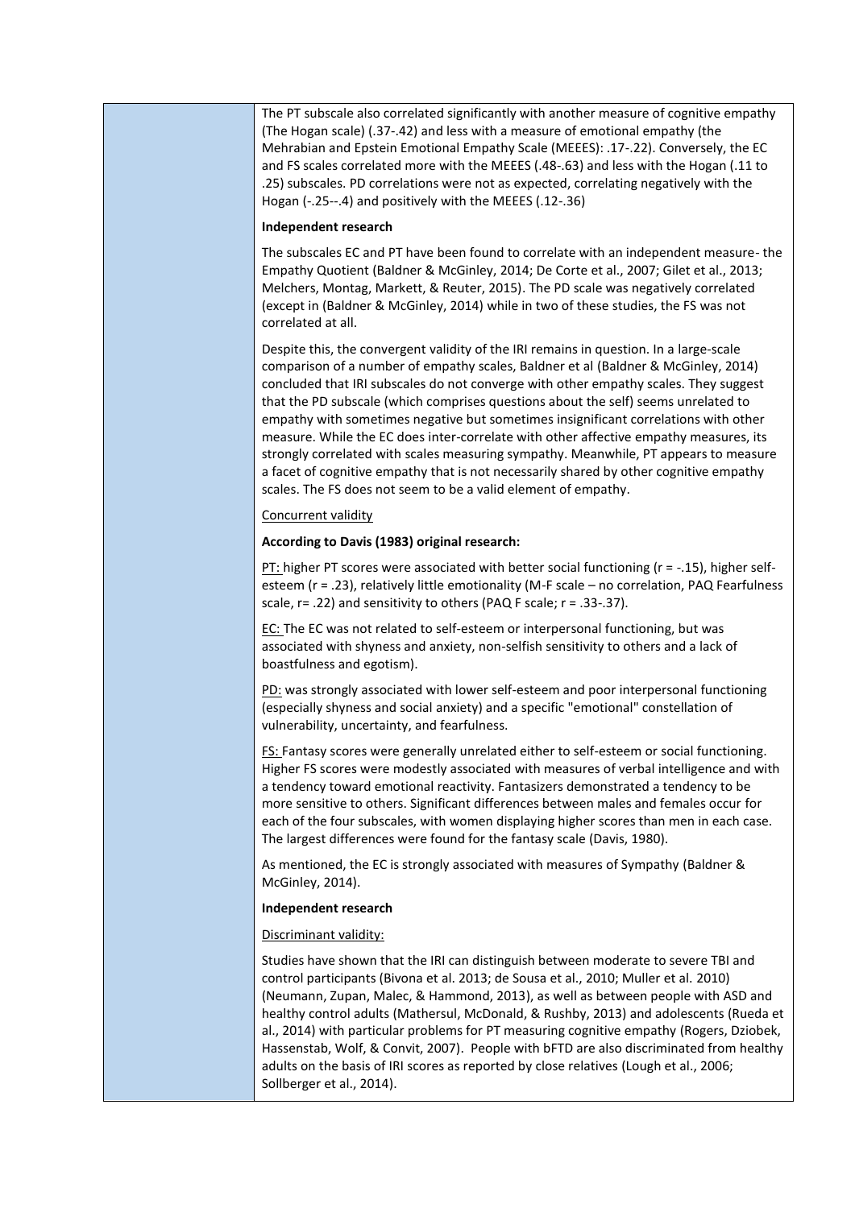The PT subscale also correlated significantly with another measure of cognitive empathy (The Hogan scale) (.37-.42) and less with a measure of emotional empathy (the Mehrabian and Epstein Emotional Empathy Scale (MEEES): .17-.22). Conversely, the EC and FS scales correlated more with the MEEES (.48-.63) and less with the Hogan (.11 to .25) subscales. PD correlations were not as expected, correlating negatively with the Hogan (-.25--.4) and positively with the MEEES (.12-.36)

**Independent research**

The subscales EC and PT have been found to correlate with an independent measure- the Empathy Quotient (Baldner & McGinley, 2014; De Corte et al., 2007; Gilet et al., 2013; Melchers, Montag, Markett, & Reuter, 2015). The PD scale was negatively correlated (except in (Baldner & McGinley, 2014) while in two of these studies, the FS was not correlated at all.

Despite this, the convergent validity of the IRI remains in question. In a large-scale comparison of a number of empathy scales, Baldner et al (Baldner & McGinley, 2014) concluded that IRI subscales do not converge with other empathy scales. They suggest that the PD subscale (which comprises questions about the self) seems unrelated to empathy with sometimes negative but sometimes insignificant correlations with other measure. While the EC does inter-correlate with other affective empathy measures, its strongly correlated with scales measuring sympathy. Meanwhile, PT appears to measure a facet of cognitive empathy that is not necessarily shared by other cognitive empathy scales. The FS does not seem to be a valid element of empathy.

Concurrent validity

**According to Davis (1983) original research:**

PT: higher PT scores were associated with better social functioning ($r = -.15$), higher self-esteem ($r = .23$), relatively little emotionality (M-F scale – no correlation, PAQ Fearfulness scale, $r = .22$) and sensitivity to others (PAQ F scale; $r = .33$-$.37$).

EC: The EC was not related to self-esteem or interpersonal functioning, but was associated with shyness and anxiety, non-selfish sensitivity to others and a lack of boastfulness and egotism).

PD: was strongly associated with lower self-esteem and poor interpersonal functioning (especially shyness and social anxiety) and a specific "emotional" constellation of vulnerability, uncertainty, and fearfulness.

FS: Fantasy scores were generally unrelated either to self-esteem or social functioning. Higher FS scores were modestly associated with measures of verbal intelligence and with a tendency toward emotional reactivity. Fantasizers demonstrated a tendency to be more sensitive to others. Significant differences between males and females occur for each of the four subscales, with women displaying higher scores than men in each case. The largest differences were found for the fantasy scale (Davis, 1980).

As mentioned, the EC is strongly associated with measures of Sympathy (Baldner & McGinley, 2014).

**Independent research**

Discriminant validity:

Studies have shown that the IRI can distinguish between moderate to severe TBI and control participants (Bivona et al. 2013; de Sousa et al., 2010; Muller et al. 2010) (Neumann, Zupan, Malec, & Hammond, 2013), as well as between people with ASD and healthy control adults (Mathersul, McDonald, & Rushby, 2013) and adolescents (Rueda et al., 2014) with particular problems for PT measuring cognitive empathy (Rogers, Dziobek, Hassenstab, Wolf, & Convit, 2007). People with bFTD are also discriminated from healthy adults on the basis of IRI scores as reported by close relatives (Lough et al., 2006; Sollberger et al., 2014).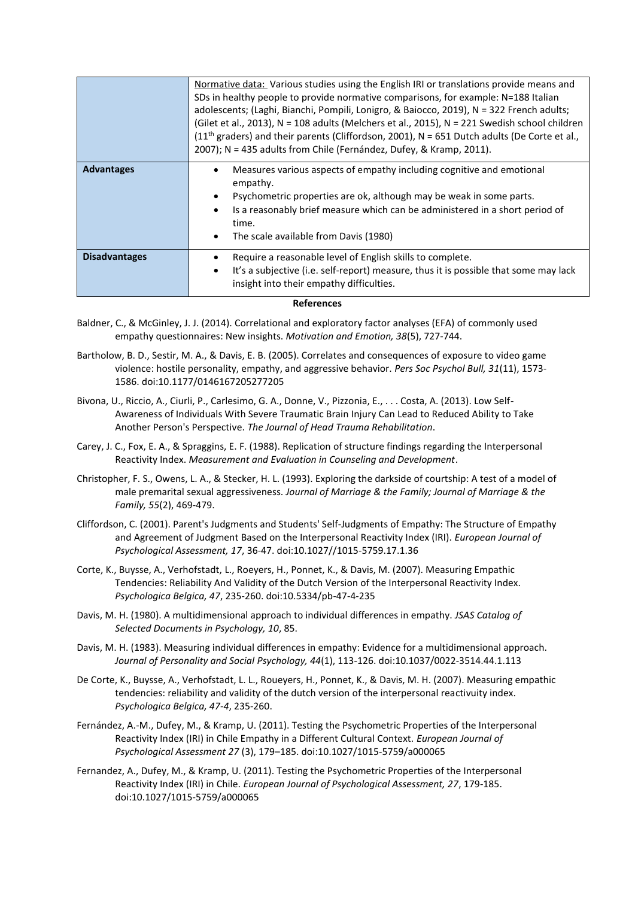| | |
|---|---|
| | Normative data: Various studies using the English IRI or translations provide means and SDs in healthy people to provide normative comparisons, for example: N=188 Italian adolescents; (Laghi, Bianchi, Pompili, Lonigro, & Baiocco, 2019), N = 322 French adults; (Gilet et al., 2013), N = 108 adults (Melchers et al., 2015), N = 221 Swedish school children (11th graders) and their parents (Cliffordson, 2001), N = 651 Dutch adults (De Corte et al., 2007); N = 435 adults from Chile (Fernández, Dufey, & Kramp, 2011). |
| **Advantages** | • Measures various aspects of empathy including cognitive and emotional empathy.<br>• Psychometric properties are ok, although may be weak in some parts.<br>• Is a reasonably brief measure which can be administered in a short period of time.<br>• The scale available from Davis (1980) |
| **Disadvantages** | • Require a reasonable level of English skills to complete.<br>• It's a subjective (i.e. self-report) measure, thus it is possible that some may lack insight into their empathy difficulties. |

**References**

Baldner, C., & McGinley, J. J. (2014). Correlational and exploratory factor analyses (EFA) of commonly used empathy questionnaires: New insights. *Motivation and Emotion, 38*(5), 727-744.

Bartholow, B. D., Sestir, M. A., & Davis, E. B. (2005). Correlates and consequences of exposure to video game violence: hostile personality, empathy, and aggressive behavior. *Pers Soc Psychol Bull, 31*(11), 1573-1586. doi:10.1177/0146167205277205

Bivona, U., Riccio, A., Ciurli, P., Carlesimo, G. A., Donne, V., Pizzonia, E., . . . Costa, A. (2013). Low Self-Awareness of Individuals With Severe Traumatic Brain Injury Can Lead to Reduced Ability to Take Another Person's Perspective. *The Journal of Head Trauma Rehabilitation*.

Carey, J. C., Fox, E. A., & Spraggins, E. F. (1988). Replication of structure findings regarding the Interpersonal Reactivity Index. *Measurement and Evaluation in Counseling and Development*.

Christopher, F. S., Owens, L. A., & Stecker, H. L. (1993). Exploring the darkside of courtship: A test of a model of male premarital sexual aggressiveness. *Journal of Marriage & the Family; Journal of Marriage & the Family, 55*(2), 469-479.

Cliffordson, C. (2001). Parent's Judgments and Students' Self-Judgments of Empathy: The Structure of Empathy and Agreement of Judgment Based on the Interpersonal Reactivity Index (IRI). *European Journal of Psychological Assessment, 17*, 36-47. doi:10.1027//1015-5759.17.1.36

Corte, K., Buysse, A., Verhofstadt, L., Roeyers, H., Ponnet, K., & Davis, M. (2007). Measuring Empathic Tendencies: Reliability And Validity of the Dutch Version of the Interpersonal Reactivity Index. *Psychologica Belgica, 47*, 235-260. doi:10.5334/pb-47-4-235

Davis, M. H. (1980). A multidimensional approach to individual differences in empathy. *JSAS Catalog of Selected Documents in Psychology, 10*, 85.

Davis, M. H. (1983). Measuring individual differences in empathy: Evidence for a multidimensional approach. *Journal of Personality and Social Psychology, 44*(1), 113-126. doi:10.1037/0022-3514.44.1.113

De Corte, K., Buysse, A., Verhofstadt, L. L., Roueyers, H., Ponnet, K., & Davis, M. H. (2007). Measuring empathic tendencies: reliability and validity of the dutch version of the interpersonal reactivuity index. *Psychologica Belgica, 47-4*, 235-260.

Fernández, A.-M., Dufey, M., & Kramp, U. (2011). Testing the Psychometric Properties of the Interpersonal Reactivity Index (IRI) in Chile Empathy in a Different Cultural Context. *European Journal of Psychological Assessment 27* (3), 179–185. doi:10.1027/1015-5759/a000065

Fernandez, A., Dufey, M., & Kramp, U. (2011). Testing the Psychometric Properties of the Interpersonal Reactivity Index (IRI) in Chile. *European Journal of Psychological Assessment, 27*, 179-185. doi:10.1027/1015-5759/a000065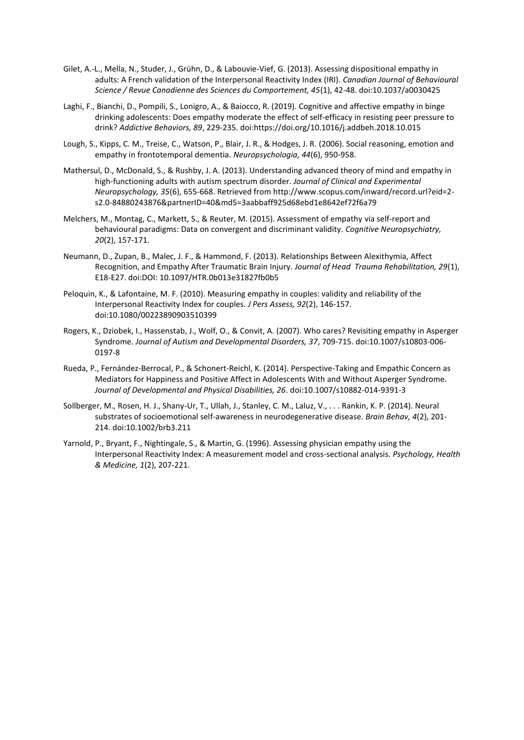Gilet, A.-L., Mella, N., Studer, J., Grühn, D., & Labouvie-Vief, G. (2013). Assessing dispositional empathy in adults: A French validation of the Interpersonal Reactivity Index (IRI). *Canadian Journal of Behavioural Science / Revue Canadienne des Sciences du Comportement, 45*(1), 42-48. doi:10.1037/a0030425

Laghi, F., Bianchi, D., Pompili, S., Lonigro, A., & Baiocco, R. (2019). Cognitive and affective empathy in binge drinking adolescents: Does empathy moderate the effect of self-efficacy in resisting peer pressure to drink? *Addictive Behaviors, 89*, 229-235. doi:https://doi.org/10.1016/j.addbeh.2018.10.015

Lough, S., Kipps, C. M., Treise, C., Watson, P., Blair, J. R., & Hodges, J. R. (2006). Social reasoning, emotion and empathy in frontotemporal dementia. *Neuropsychologia, 44*(6), 950-958.

Mathersul, D., McDonald, S., & Rushby, J. A. (2013). Understanding advanced theory of mind and empathy in high-functioning adults with autism spectrum disorder. *Journal of Clinical and Experimental Neuropsychology, 35*(6), 655-668. Retrieved from http://www.scopus.com/inward/record.url?eid=2-s2.0-84880243876&partnerID=40&md5=3aabbaff925d68ebd1e8642ef72f6a79

Melchers, M., Montag, C., Markett, S., & Reuter, M. (2015). Assessment of empathy via self-report and behavioural paradigms: Data on convergent and discriminant validity. *Cognitive Neuropsychiatry, 20*(2), 157-171.

Neumann, D., Zupan, B., Malec, J. F., & Hammond, F. (2013). Relationships Between Alexithymia, Affect Recognition, and Empathy After Traumatic Brain Injury. *Journal of Head Trauma Rehabilitation, 29*(1), E18-E27. doi:DOI: 10.1097/HTR.0b013e31827fb0b5

Peloquin, K., & Lafontaine, M. F. (2010). Measuring empathy in couples: validity and reliability of the Interpersonal Reactivity Index for couples. *J Pers Assess, 92*(2), 146-157. doi:10.1080/00223890903510399

Rogers, K., Dziobek, I., Hassenstab, J., Wolf, O., & Convit, A. (2007). Who cares? Revisiting empathy in Asperger Syndrome. *Journal of Autism and Developmental Disorders, 37*, 709-715. doi:10.1007/s10803-006-0197-8

Rueda, P., Fernández-Berrocal, P., & Schonert-Reichl, K. (2014). Perspective-Taking and Empathic Concern as Mediators for Happiness and Positive Affect in Adolescents With and Without Asperger Syndrome. *Journal of Developmental and Physical Disabilities, 26*. doi:10.1007/s10882-014-9391-3

Sollberger, M., Rosen, H. J., Shany-Ur, T., Ullah, J., Stanley, C. M., Laluz, V., . . . Rankin, K. P. (2014). Neural substrates of socioemotional self-awareness in neurodegenerative disease. *Brain Behav, 4*(2), 201-214. doi:10.1002/brb3.211

Yarnold, P., Bryant, F., Nightingale, S., & Martin, G. (1996). Assessing physician empathy using the Interpersonal Reactivity Index: A measurement model and cross-sectional analysis. *Psychology, Health & Medicine, 1*(2), 207-221.